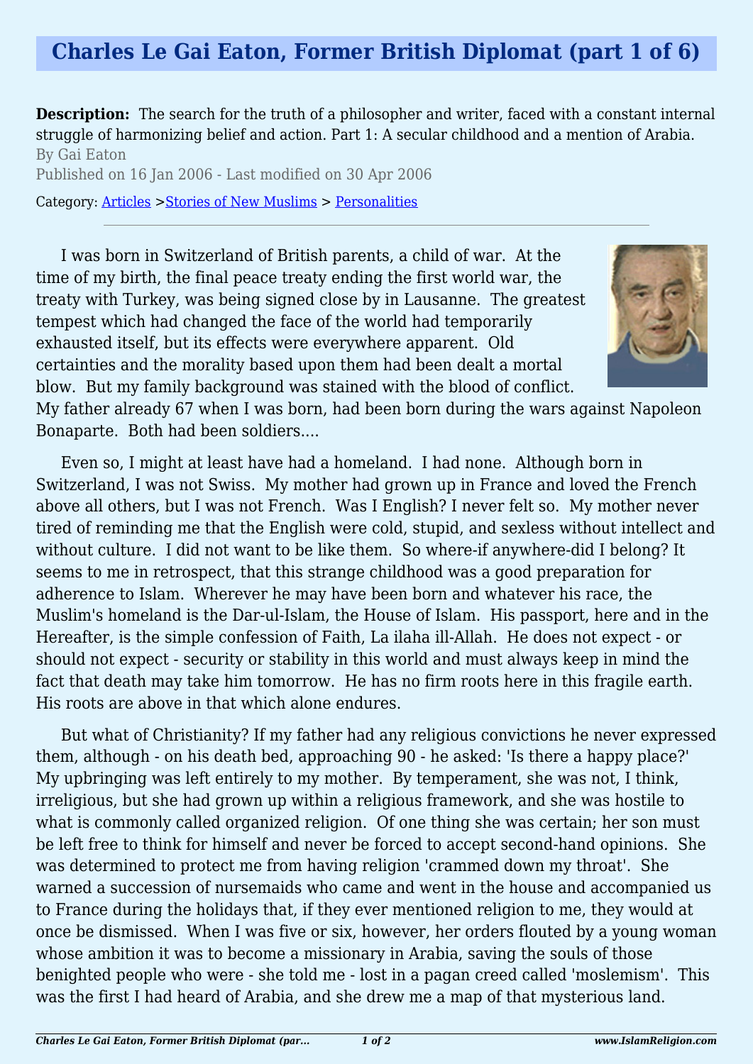# Charles Le Gai Eaton, Former British Diplomat (part 1 of 6)

**Description:** The search for the truth of a philosopher and writer, faced with a constant internal struggle of harmonizing belief and action. Part 1: A secular childhood and a mention of Arabia.

By Gai Eaton

Published on 16 Jan 2006 - Last modified on 30 Apr 2006

Category: Articles >Stories of New Muslims > Personalities

---

I was born in Switzerland of British parents, a child of war. At the time of my birth, the final peace treaty ending the first world war, the treaty with Turkey, was being signed close by in Lausanne. The greatest tempest which had changed the face of the world had temporarily exhausted itself, but its effects were everywhere apparent. Old certainties and the morality based upon them had been dealt a mortal blow. But my family background was stained with the blood of conflict. My father already 67 when I was born, had been born during the wars against Napoleon Bonaparte. Both had been soldiers....

Even so, I might at least have had a homeland. I had none. Although born in Switzerland, I was not Swiss. My mother had grown up in France and loved the French above all others, but I was not French. Was I English? I never felt so. My mother never tired of reminding me that the English were cold, stupid, and sexless without intellect and without culture. I did not want to be like them. So where-if anywhere-did I belong? It seems to me in retrospect, that this strange childhood was a good preparation for adherence to Islam. Wherever he may have been born and whatever his race, the Muslim's homeland is the Dar-ul-Islam, the House of Islam. His passport, here and in the Hereafter, is the simple confession of Faith, La ilaha ill-Allah. He does not expect - or should not expect - security or stability in this world and must always keep in mind the fact that death may take him tomorrow. He has no firm roots here in this fragile earth. His roots are above in that which alone endures.

But what of Christianity? If my father had any religious convictions he never expressed them, although - on his death bed, approaching 90 - he asked: 'Is there a happy place?' My upbringing was left entirely to my mother. By temperament, she was not, I think, irreligious, but she had grown up within a religious framework, and she was hostile to what is commonly called organized religion. Of one thing she was certain; her son must be left free to think for himself and never be forced to accept second-hand opinions. She was determined to protect me from having religion 'crammed down my throat'. She warned a succession of nursemaids who came and went in the house and accompanied us to France during the holidays that, if they ever mentioned religion to me, they would at once be dismissed. When I was five or six, however, her orders flouted by a young woman whose ambition it was to become a missionary in Arabia, saving the souls of those benighted people who were - she told me - lost in a pagan creed called 'moslemism'. This was the first I had heard of Arabia, and she drew me a map of that mysterious land.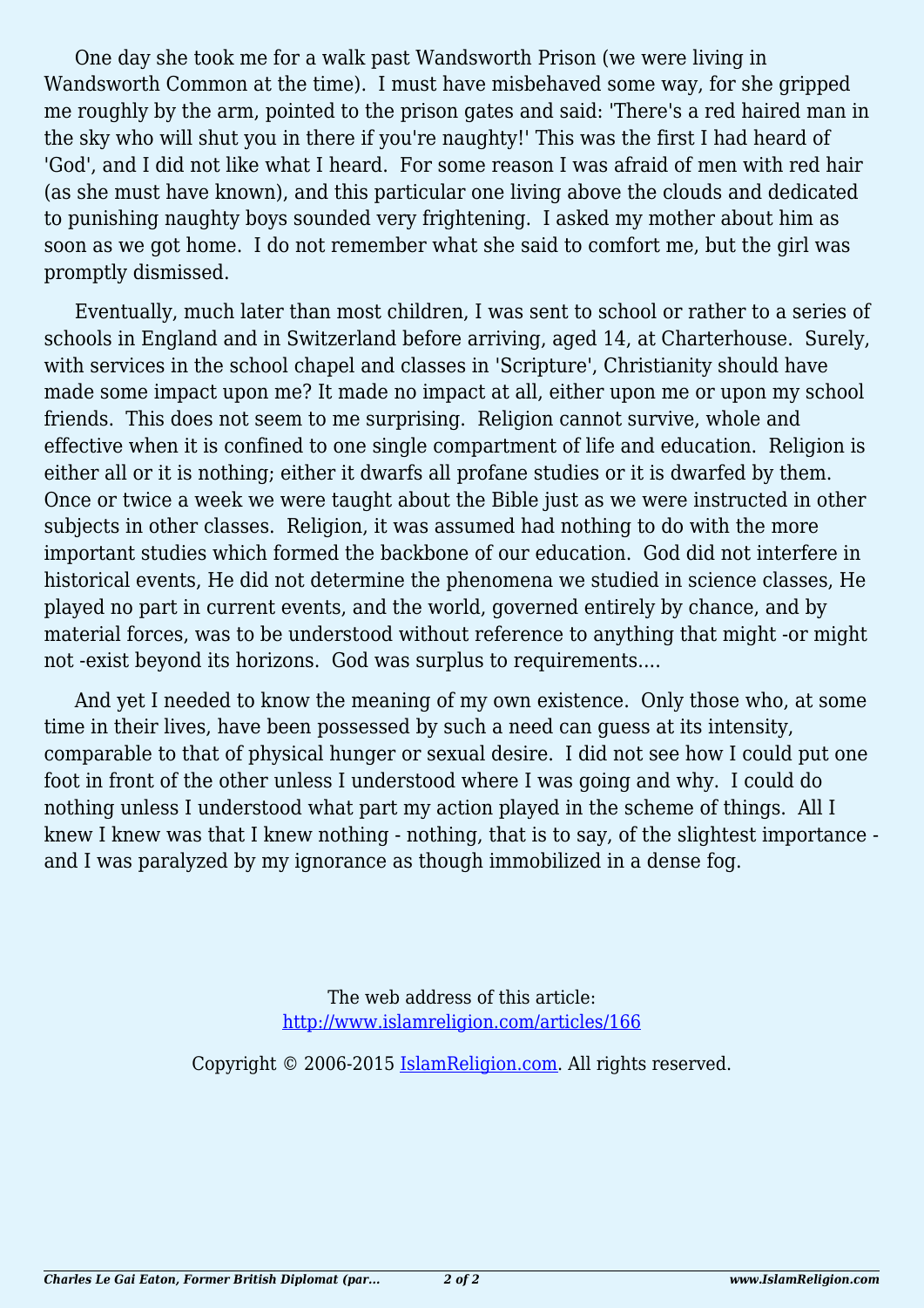One day she took me for a walk past Wandsworth Prison (we were living in Wandsworth Common at the time). I must have misbehaved some way, for she gripped me roughly by the arm, pointed to the prison gates and said: 'There's a red haired man in the sky who will shut you in there if you're naughty!' This was the first I had heard of 'God', and I did not like what I heard. For some reason I was afraid of men with red hair (as she must have known), and this particular one living above the clouds and dedicated to punishing naughty boys sounded very frightening. I asked my mother about him as soon as we got home. I do not remember what she said to comfort me, but the girl was promptly dismissed.

Eventually, much later than most children, I was sent to school or rather to a series of schools in England and in Switzerland before arriving, aged 14, at Charterhouse. Surely, with services in the school chapel and classes in 'Scripture', Christianity should have made some impact upon me? It made no impact at all, either upon me or upon my school friends. This does not seem to me surprising. Religion cannot survive, whole and effective when it is confined to one single compartment of life and education. Religion is either all or it is nothing; either it dwarfs all profane studies or it is dwarfed by them. Once or twice a week we were taught about the Bible just as we were instructed in other subjects in other classes. Religion, it was assumed had nothing to do with the more important studies which formed the backbone of our education. God did not interfere in historical events, He did not determine the phenomena we studied in science classes, He played no part in current events, and the world, governed entirely by chance, and by material forces, was to be understood without reference to anything that might -or might not -exist beyond its horizons. God was surplus to requirements....

And yet I needed to know the meaning of my own existence. Only those who, at some time in their lives, have been possessed by such a need can guess at its intensity, comparable to that of physical hunger or sexual desire. I did not see how I could put one foot in front of the other unless I understood where I was going and why. I could do nothing unless I understood what part my action played in the scheme of things. All I knew I knew was that I knew nothing - nothing, that is to say, of the slightest importance - and I was paralyzed by my ignorance as though immobilized in a dense fog.

The web address of this article:
http://www.islamreligion.com/articles/166

Copyright © 2006-2015 IslamReligion.com. All rights reserved.